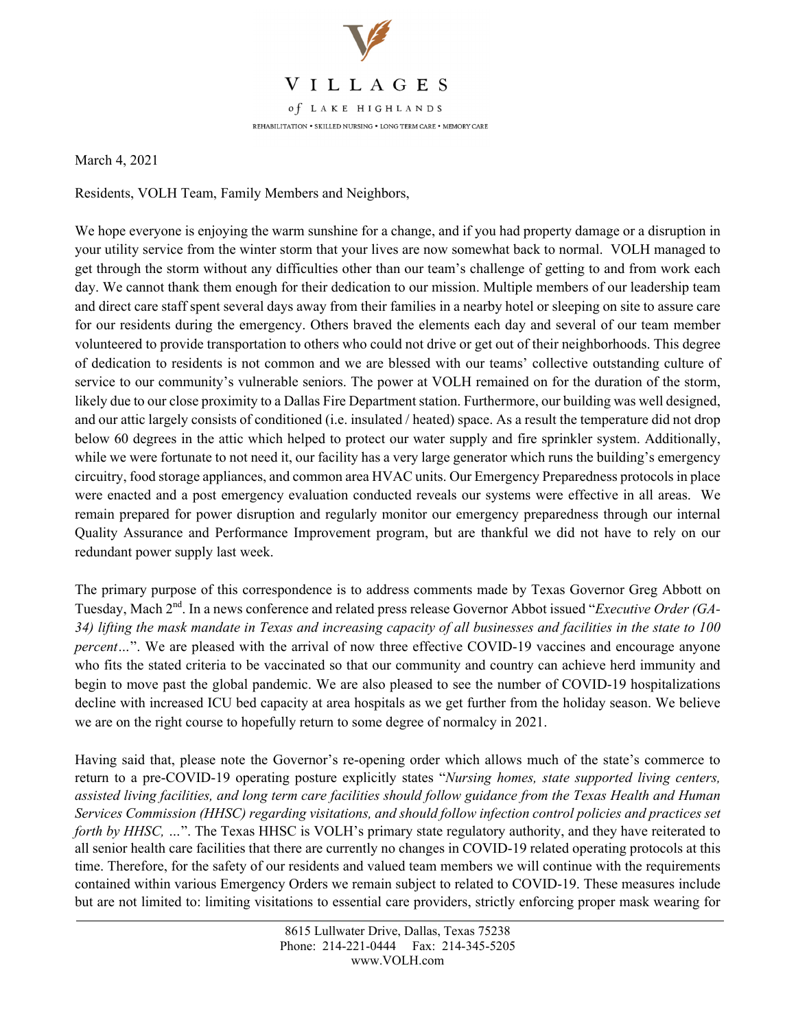# VILLAGES

*of* LAKE HIGHLANDS

REHABILITATION • SKILLED NURSING • LONG TERM CARE • MEMORY CARE

March 4, 2021

Residents, VOLH Team, Family Members and Neighbors,

We hope everyone is enjoying the warm sunshine for a change, and if you had property damage or a disruption in your utility service from the winter storm that your lives are now somewhat back to normal. VOLH managed to get through the storm without any difficulties other than our team's challenge of getting to and from work each day. We cannot thank them enough for their dedication to our mission. Multiple members of our leadership team and direct care staff spent several days away from their families in a nearby hotel or sleeping on site to assure care for our residents during the emergency. Others braved the elements each day and several of our team member volunteered to provide transportation to others who could not drive or get out of their neighborhoods. This degree of dedication to residents is not common and we are blessed with our teams' collective outstanding culture of service to our community's vulnerable seniors. The power at VOLH remained on for the duration of the storm, likely due to our close proximity to a Dallas Fire Department station. Furthermore, our building was well designed, and our attic largely consists of conditioned (i.e. insulated / heated) space. As a result the temperature did not drop below 60 degrees in the attic which helped to protect our water supply and fire sprinkler system. Additionally, while we were fortunate to not need it, our facility has a very large generator which runs the building's emergency circuitry, food storage appliances, and common area HVAC units. Our Emergency Preparedness protocols in place were enacted and a post emergency evaluation conducted reveals our systems were effective in all areas. We remain prepared for power disruption and regularly monitor our emergency preparedness through our internal Quality Assurance and Performance Improvement program, but are thankful we did not have to rely on our redundant power supply last week.

The primary purpose of this correspondence is to address comments made by Texas Governor Greg Abbott on Tuesday, Mach 2nd. In a news conference and related press release Governor Abbot issued "*Executive Order (GA-34) lifting the mask mandate in Texas and increasing capacity of all businesses and facilities in the state to 100 percent…*". We are pleased with the arrival of now three effective COVID-19 vaccines and encourage anyone who fits the stated criteria to be vaccinated so that our community and country can achieve herd immunity and begin to move past the global pandemic. We are also pleased to see the number of COVID-19 hospitalizations decline with increased ICU bed capacity at area hospitals as we get further from the holiday season. We believe we are on the right course to hopefully return to some degree of normalcy in 2021.

Having said that, please note the Governor's re-opening order which allows much of the state's commerce to return to a pre-COVID-19 operating posture explicitly states "*Nursing homes, state supported living centers, assisted living facilities, and long term care facilities should follow guidance from the Texas Health and Human Services Commission (HHSC) regarding visitations, and should follow infection control policies and practices set forth by HHSC, …*". The Texas HHSC is VOLH's primary state regulatory authority, and they have reiterated to all senior health care facilities that there are currently no changes in COVID-19 related operating protocols at this time. Therefore, for the safety of our residents and valued team members we will continue with the requirements contained within various Emergency Orders we remain subject to related to COVID-19. These measures include but are not limited to: limiting visitations to essential care providers, strictly enforcing proper mask wearing for

8615 Lullwater Drive, Dallas, Texas 75238
Phone: 214-221-0444 Fax: 214-345-5205
www.VOLH.com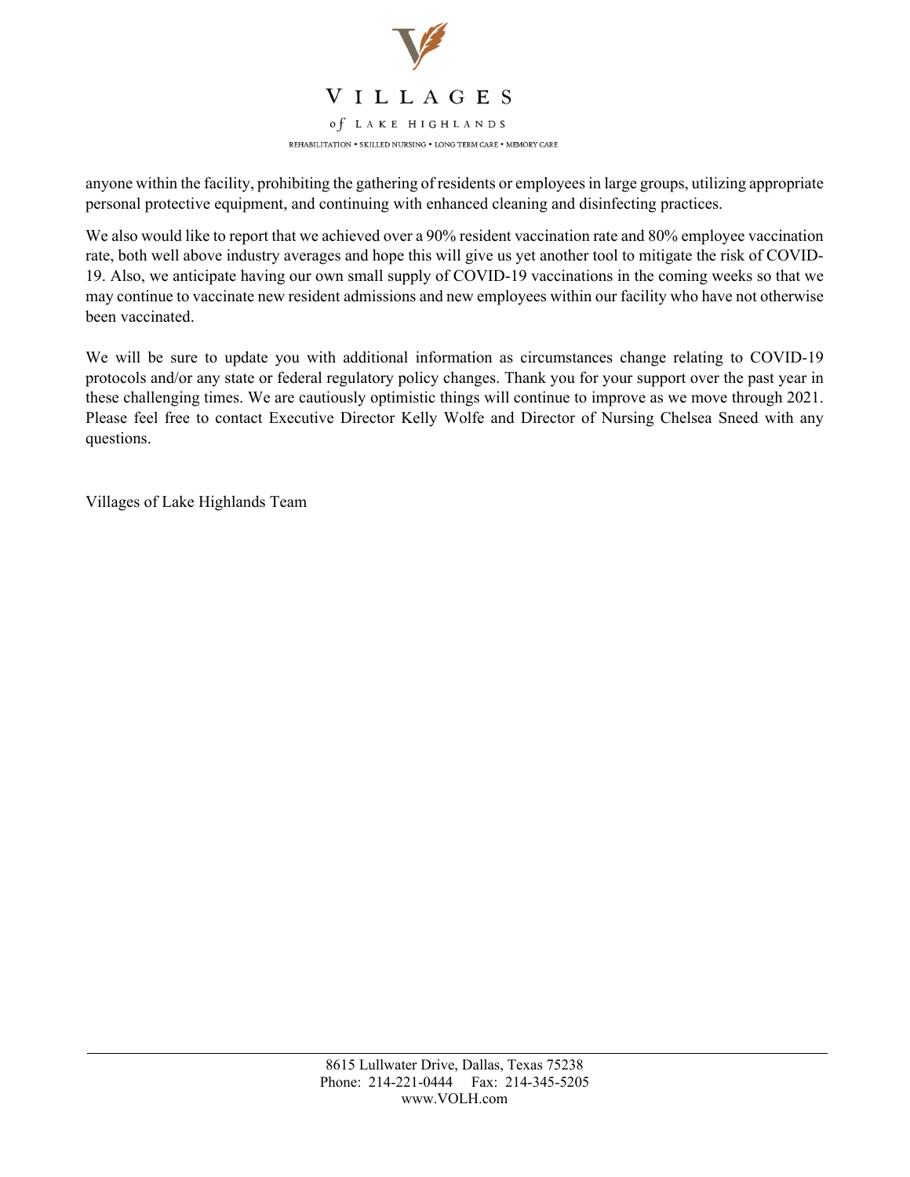anyone within the facility, prohibiting the gathering of residents or employees in large groups, utilizing appropriate personal protective equipment, and continuing with enhanced cleaning and disinfecting practices.

We also would like to report that we achieved over a 90% resident vaccination rate and 80% employee vaccination rate, both well above industry averages and hope this will give us yet another tool to mitigate the risk of COVID-19. Also, we anticipate having our own small supply of COVID-19 vaccinations in the coming weeks so that we may continue to vaccinate new resident admissions and new employees within our facility who have not otherwise been vaccinated.

We will be sure to update you with additional information as circumstances change relating to COVID-19 protocols and/or any state or federal regulatory policy changes. Thank you for your support over the past year in these challenging times. We are cautiously optimistic things will continue to improve as we move through 2021. Please feel free to contact Executive Director Kelly Wolfe and Director of Nursing Chelsea Sneed with any questions.

Villages of Lake Highlands Team